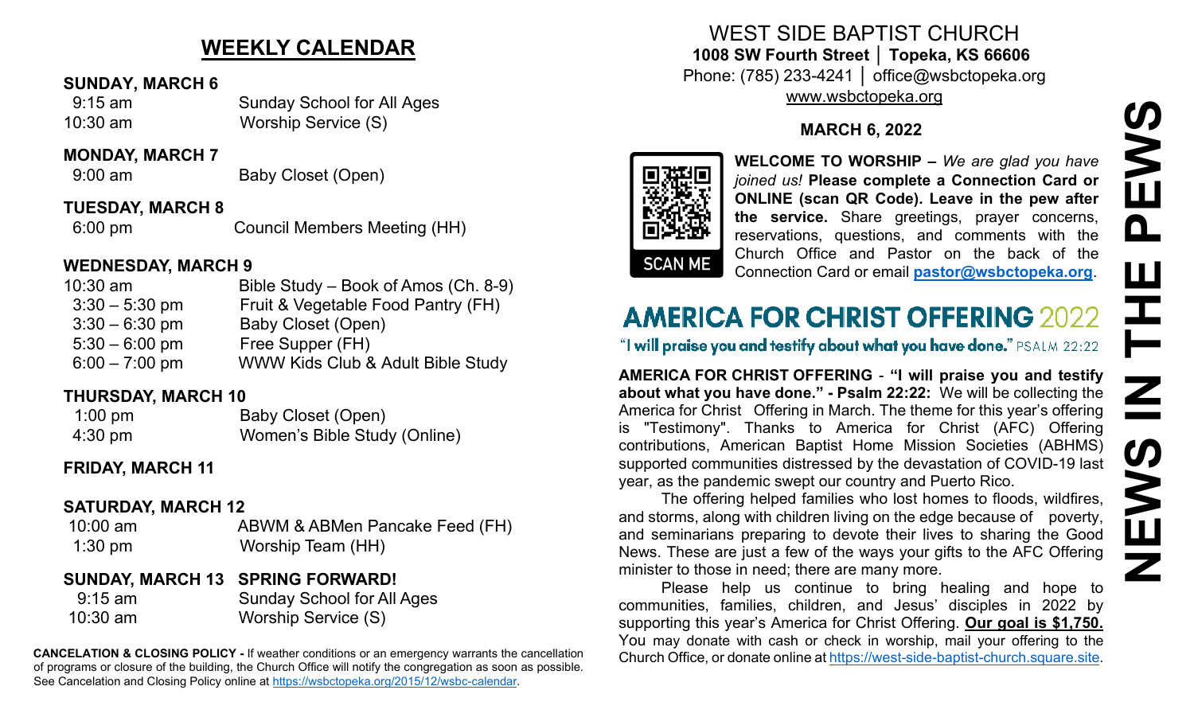## WEEKLY CALENDAR

**SUNDAY, MARCH 6**

| | |
|---|---|
| 9:15 am | Sunday School for All Ages |
| 10:30 am | Worship Service (S) |

**MONDAY, MARCH 7**

| | |
|---|---|
| 9:00 am | Baby Closet (Open) |

**TUESDAY, MARCH 8**

| | |
|---|---|
| 6:00 pm | Council Members Meeting (HH) |

**WEDNESDAY, MARCH 9**

| | |
|---|---|
| 10:30 am | Bible Study – Book of Amos (Ch. 8-9) |
| 3:30 – 5:30 pm | Fruit & Vegetable Food Pantry (FH) |
| 3:30 – 6:30 pm | Baby Closet (Open) |
| 5:30 – 6:00 pm | Free Supper (FH) |
| 6:00 – 7:00 pm | WWW Kids Club & Adult Bible Study |

**THURSDAY, MARCH 10**

| | |
|---|---|
| 1:00 pm | Baby Closet (Open) |
| 4:30 pm | Women's Bible Study (Online) |

**FRIDAY, MARCH 11**

**SATURDAY, MARCH 12**

| | |
|---|---|
| 10:00 am | ABWM & ABMen Pancake Feed (FH) |
| 1:30 pm | Worship Team (HH) |

**SUNDAY, MARCH 13 SPRING FORWARD!**

| | |
|---|---|
| 9:15 am | Sunday School for All Ages |
| 10:30 am | Worship Service (S) |

**CANCELATION & CLOSING POLICY -** If weather conditions or an emergency warrants the cancellation of programs or closure of the building, the Church Office will notify the congregation as soon as possible. See Cancelation and Closing Policy online at https://wsbctopeka.org/2015/12/wsbc-calendar.

# WEST SIDE BAPTIST CHURCH

**1008 SW Fourth Street │ Topeka, KS 66606**

Phone: (785) 233-4241 │ office@wsbctopeka.org

www.wsbctopeka.org

**MARCH 6, 2022**

# NEWS IN THE PEWS

SCAN ME

**WELCOME TO WORSHIP –** *We are glad you have joined us!* **Please complete a Connection Card or ONLINE (scan QR Code). Leave in the pew after the service.** Share greetings, prayer concerns, reservations, questions, and comments with the Church Office and Pastor on the back of the Connection Card or email **pastor@wsbctopeka.org**.

## AMERICA FOR CHRIST OFFERING 2022

"I will praise you and testify about what you have done." PSALM 22:22

**AMERICA FOR CHRIST OFFERING** - **"I will praise you and testify about what you have done." - Psalm 22:22:** We will be collecting the America for Christ Offering in March. The theme for this year's offering is "Testimony". Thanks to America for Christ (AFC) Offering contributions, American Baptist Home Mission Societies (ABHMS) supported communities distressed by the devastation of COVID-19 last year, as the pandemic swept our country and Puerto Rico.

The offering helped families who lost homes to floods, wildfires, and storms, along with children living on the edge because of poverty, and seminarians preparing to devote their lives to sharing the Good News. These are just a few of the ways your gifts to the AFC Offering minister to those in need; there are many more.

Please help us continue to bring healing and hope to communities, families, children, and Jesus' disciples in 2022 by supporting this year's America for Christ Offering. **Our goal is $1,750.** You may donate with cash or check in worship, mail your offering to the Church Office, or donate online at https://west-side-baptist-church.square.site.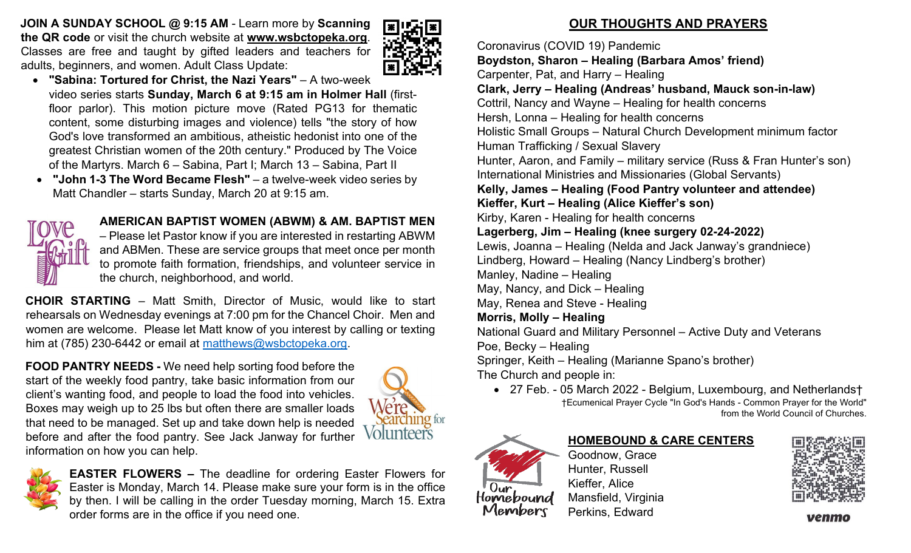**JOIN A SUNDAY SCHOOL @ 9:15 AM** - Learn more by **Scanning the QR code** or visit the church website at **www.wsbctopeka.org**. Classes are free and taught by gifted leaders and teachers for adults, beginners, and women. Adult Class Update:

- **"Sabina: Tortured for Christ, the Nazi Years"** – A two-week video series starts **Sunday, March 6 at 9:15 am in Holmer Hall** (first-floor parlor). This motion picture move (Rated PG13 for thematic content, some disturbing images and violence) tells "the story of how God's love transformed an ambitious, atheistic hedonist into one of the greatest Christian women of the 20th century." Produced by The Voice of the Martyrs. March 6 – Sabina, Part I; March 13 – Sabina, Part II
- **"John 1-3 The Word Became Flesh"** – a twelve-week video series by Matt Chandler – starts Sunday, March 20 at 9:15 am.

**AMERICAN BAPTIST WOMEN (ABWM) & AM. BAPTIST MEN** – Please let Pastor know if you are interested in restarting ABWM and ABMen. These are service groups that meet once per month to promote faith formation, friendships, and volunteer service in the church, neighborhood, and world.

**CHOIR STARTING** – Matt Smith, Director of Music, would like to start rehearsals on Wednesday evenings at 7:00 pm for the Chancel Choir. Men and women are welcome. Please let Matt know of you interest by calling or texting him at (785) 230-6442 or email at matthews@wsbctopeka.org.

**FOOD PANTRY NEEDS -** We need help sorting food before the start of the weekly food pantry, take basic information from our client's wanting food, and people to load the food into vehicles. Boxes may weigh up to 25 lbs but often there are smaller loads that need to be managed. Set up and take down help is needed before and after the food pantry. See Jack Janway for further information on how you can help.

**EASTER FLOWERS –** The deadline for ordering Easter Flowers for Easter is Monday, March 14. Please make sure your form is in the office by then. I will be calling in the order Tuesday morning, March 15. Extra order forms are in the office if you need one.

## OUR THOUGHTS AND PRAYERS

Coronavirus (COVID 19) Pandemic
**Boydston, Sharon – Healing (Barbara Amos' friend)**
Carpenter, Pat, and Harry – Healing
**Clark, Jerry – Healing (Andreas' husband, Mauck son-in-law)**
Cottril, Nancy and Wayne – Healing for health concerns
Hersh, Lonna – Healing for health concerns
Holistic Small Groups – Natural Church Development minimum factor
Human Trafficking / Sexual Slavery
Hunter, Aaron, and Family – military service (Russ & Fran Hunter's son)
International Ministries and Missionaries (Global Servants)
**Kelly, James – Healing (Food Pantry volunteer and attendee)**
**Kieffer, Kurt – Healing (Alice Kieffer's son)**
Kirby, Karen - Healing for health concerns
**Lagerberg, Jim – Healing (knee surgery 02-24-2022)**
Lewis, Joanna – Healing (Nelda and Jack Janway's grandniece)
Lindberg, Howard – Healing (Nancy Lindberg's brother)
Manley, Nadine – Healing
May, Nancy, and Dick – Healing
May, Renea and Steve - Healing
**Morris, Molly – Healing**
National Guard and Military Personnel – Active Duty and Veterans
Poe, Becky – Healing
Springer, Keith – Healing (Marianne Spano's brother)
The Church and people in:

- 27 Feb. - 05 March 2022 - Belgium, Luxembourg, and Netherlands†

†Ecumenical Prayer Cycle "In God's Hands - Common Prayer for the World" from the World Council of Churches.

## HOMEBOUND & CARE CENTERS

Our Homebound Members

Goodnow, Grace
Hunter, Russell
Kieffer, Alice
Mansfield, Virginia
Perkins, Edward

venmo